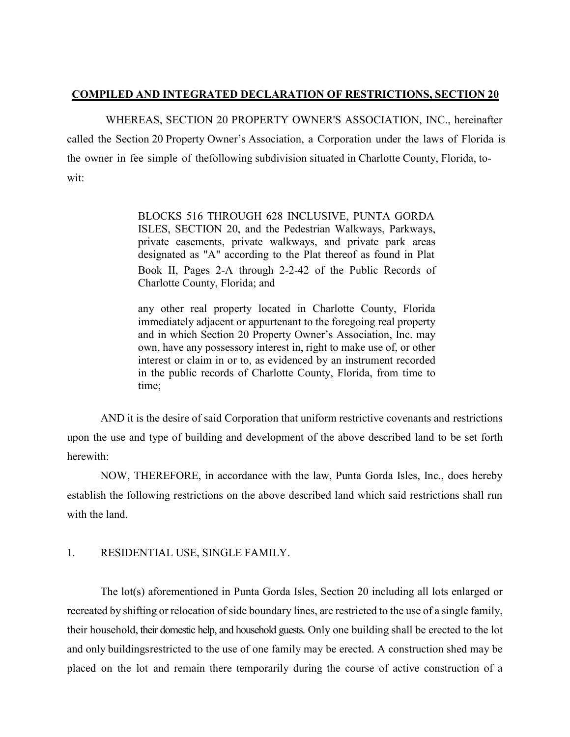**COMPILED AND INTEGRATED DECLARATION OF RESTRICTIONS, SECTION 20**

WHEREAS, SECTION 20 PROPERTY OWNER'S ASSOCIATION, INC., hereinafter called the Section 20 Property Owner's Association, a Corporation under the laws of Florida is the owner in fee simple of thefollowing subdivision situated in Charlotte County, Florida, to-wit:

> BLOCKS 516 THROUGH 628 INCLUSIVE, PUNTA GORDA ISLES, SECTION 20, and the Pedestrian Walkways, Parkways, private easements, private walkways, and private park areas designated as "A" according to the Plat thereof as found in Plat Book II, Pages 2-A through 2-2-42 of the Public Records of Charlotte County, Florida; and
>
> any other real property located in Charlotte County, Florida immediately adjacent or appurtenant to the foregoing real property and in which Section 20 Property Owner's Association, Inc. may own, have any possessory interest in, right to make use of, or other interest or claim in or to, as evidenced by an instrument recorded in the public records of Charlotte County, Florida, from time to time;

AND it is the desire of said Corporation that uniform restrictive covenants and restrictions upon the use and type of building and development of the above described land to be set forth herewith:

NOW, THEREFORE, in accordance with the law, Punta Gorda Isles, Inc., does hereby establish the following restrictions on the above described land which said restrictions shall run with the land.

1. RESIDENTIAL USE, SINGLE FAMILY.

The lot(s) aforementioned in Punta Gorda Isles, Section 20 including all lots enlarged or recreated by shifting or relocation of side boundary lines, are restricted to the use of a single family, their household, their domestic help, and household guests. Only one building shall be erected to the lot and only buildingsrestricted to the use of one family may be erected. A construction shed may be placed on the lot and remain there temporarily during the course of active construction of a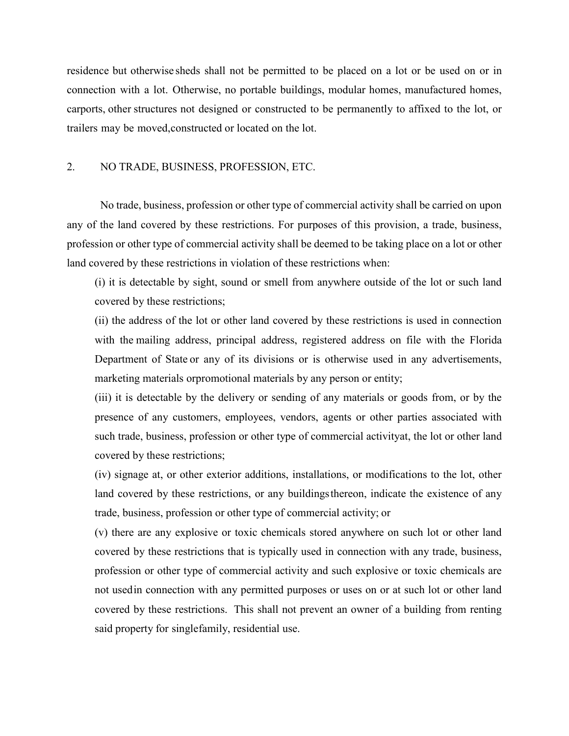residence but otherwise sheds shall not be permitted to be placed on a lot or be used on or in connection with a lot. Otherwise, no portable buildings, modular homes, manufactured homes, carports, other structures not designed or constructed to be permanently to affixed to the lot, or trailers may be moved,constructed or located on the lot.

## 2. NO TRADE, BUSINESS, PROFESSION, ETC.

No trade, business, profession or other type of commercial activity shall be carried on upon any of the land covered by these restrictions. For purposes of this provision, a trade, business, profession or other type of commercial activity shall be deemed to be taking place on a lot or other land covered by these restrictions in violation of these restrictions when:

(i) it is detectable by sight, sound or smell from anywhere outside of the lot or such land covered by these restrictions;

(ii) the address of the lot or other land covered by these restrictions is used in connection with the mailing address, principal address, registered address on file with the Florida Department of State or any of its divisions or is otherwise used in any advertisements, marketing materials orpromotional materials by any person or entity;

(iii) it is detectable by the delivery or sending of any materials or goods from, or by the presence of any customers, employees, vendors, agents or other parties associated with such trade, business, profession or other type of commercial activityat, the lot or other land covered by these restrictions;

(iv) signage at, or other exterior additions, installations, or modifications to the lot, other land covered by these restrictions, or any buildingsthereon, indicate the existence of any trade, business, profession or other type of commercial activity; or

(v) there are any explosive or toxic chemicals stored anywhere on such lot or other land covered by these restrictions that is typically used in connection with any trade, business, profession or other type of commercial activity and such explosive or toxic chemicals are not usedin connection with any permitted purposes or uses on or at such lot or other land covered by these restrictions. This shall not prevent an owner of a building from renting said property for singlefamily, residential use.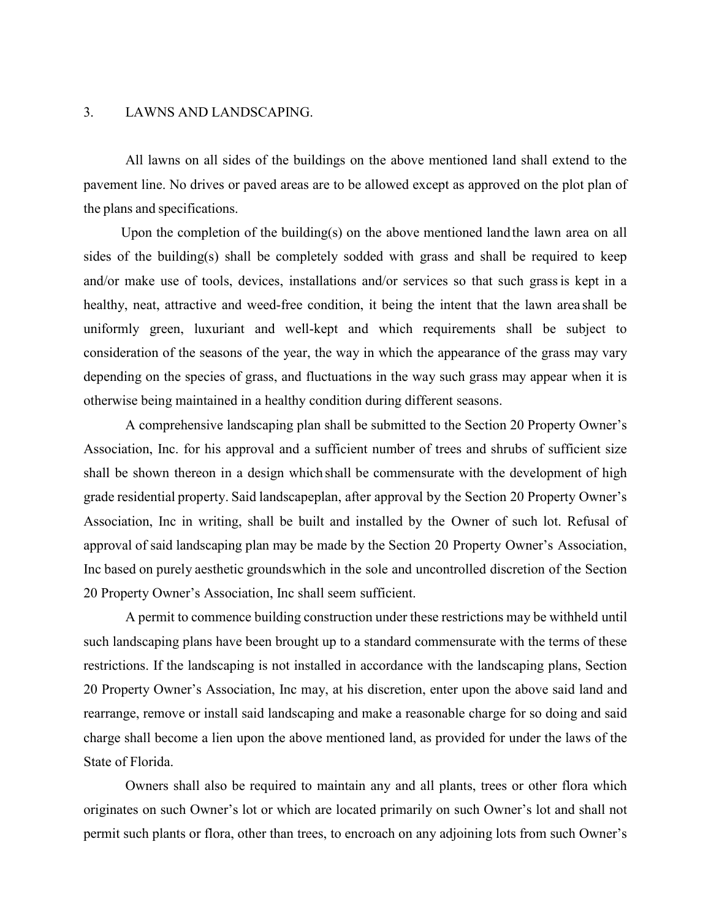## 3. LAWNS AND LANDSCAPING.

All lawns on all sides of the buildings on the above mentioned land shall extend to the pavement line. No drives or paved areas are to be allowed except as approved on the plot plan of the plans and specifications.

Upon the completion of the building(s) on the above mentioned land the lawn area on all sides of the building(s) shall be completely sodded with grass and shall be required to keep and/or make use of tools, devices, installations and/or services so that such grass is kept in a healthy, neat, attractive and weed-free condition, it being the intent that the lawn area shall be uniformly green, luxuriant and well-kept and which requirements shall be subject to consideration of the seasons of the year, the way in which the appearance of the grass may vary depending on the species of grass, and fluctuations in the way such grass may appear when it is otherwise being maintained in a healthy condition during different seasons.

A comprehensive landscaping plan shall be submitted to the Section 20 Property Owner's Association, Inc. for his approval and a sufficient number of trees and shrubs of sufficient size shall be shown thereon in a design which shall be commensurate with the development of high grade residential property. Said landscapeplan, after approval by the Section 20 Property Owner's Association, Inc in writing, shall be built and installed by the Owner of such lot. Refusal of approval of said landscaping plan may be made by the Section 20 Property Owner's Association, Inc based on purely aesthetic groundswhich in the sole and uncontrolled discretion of the Section 20 Property Owner's Association, Inc shall seem sufficient.

A permit to commence building construction under these restrictions may be withheld until such landscaping plans have been brought up to a standard commensurate with the terms of these restrictions. If the landscaping is not installed in accordance with the landscaping plans, Section 20 Property Owner's Association, Inc may, at his discretion, enter upon the above said land and rearrange, remove or install said landscaping and make a reasonable charge for so doing and said charge shall become a lien upon the above mentioned land, as provided for under the laws of the State of Florida.

Owners shall also be required to maintain any and all plants, trees or other flora which originates on such Owner's lot or which are located primarily on such Owner's lot and shall not permit such plants or flora, other than trees, to encroach on any adjoining lots from such Owner's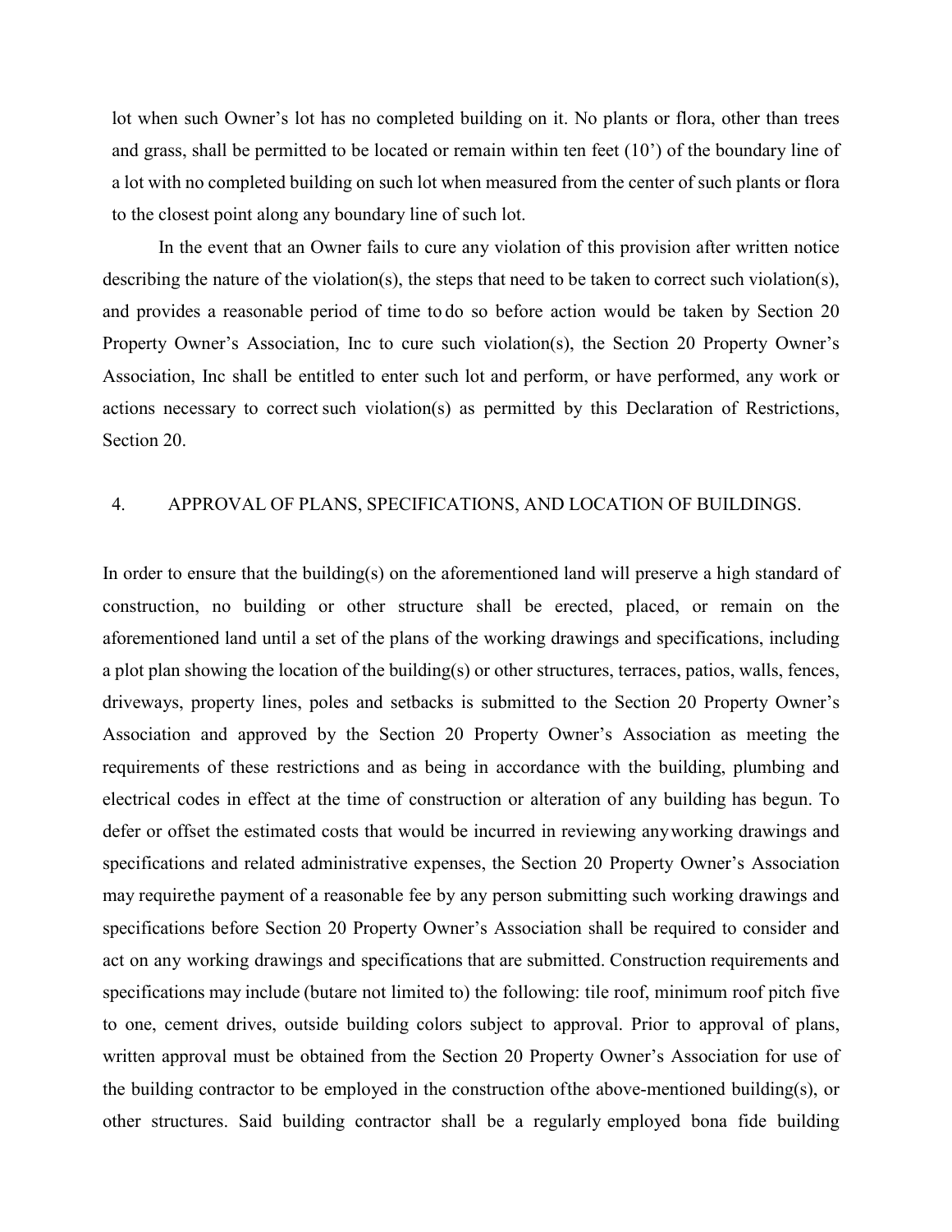lot when such Owner's lot has no completed building on it. No plants or flora, other than trees and grass, shall be permitted to be located or remain within ten feet (10') of the boundary line of a lot with no completed building on such lot when measured from the center of such plants or flora to the closest point along any boundary line of such lot.

In the event that an Owner fails to cure any violation of this provision after written notice describing the nature of the violation(s), the steps that need to be taken to correct such violation(s), and provides a reasonable period of time to do so before action would be taken by Section 20 Property Owner's Association, Inc to cure such violation(s), the Section 20 Property Owner's Association, Inc shall be entitled to enter such lot and perform, or have performed, any work or actions necessary to correct such violation(s) as permitted by this Declaration of Restrictions, Section 20.

## 4. APPROVAL OF PLANS, SPECIFICATIONS, AND LOCATION OF BUILDINGS.

In order to ensure that the building(s) on the aforementioned land will preserve a high standard of construction, no building or other structure shall be erected, placed, or remain on the aforementioned land until a set of the plans of the working drawings and specifications, including a plot plan showing the location of the building(s) or other structures, terraces, patios, walls, fences, driveways, property lines, poles and setbacks is submitted to the Section 20 Property Owner's Association and approved by the Section 20 Property Owner's Association as meeting the requirements of these restrictions and as being in accordance with the building, plumbing and electrical codes in effect at the time of construction or alteration of any building has begun. To defer or offset the estimated costs that would be incurred in reviewing anyworking drawings and specifications and related administrative expenses, the Section 20 Property Owner's Association may requirethe payment of a reasonable fee by any person submitting such working drawings and specifications before Section 20 Property Owner's Association shall be required to consider and act on any working drawings and specifications that are submitted. Construction requirements and specifications may include (butare not limited to) the following: tile roof, minimum roof pitch five to one, cement drives, outside building colors subject to approval. Prior to approval of plans, written approval must be obtained from the Section 20 Property Owner's Association for use of the building contractor to be employed in the construction ofthe above-mentioned building(s), or other structures. Said building contractor shall be a regularly employed bona fide building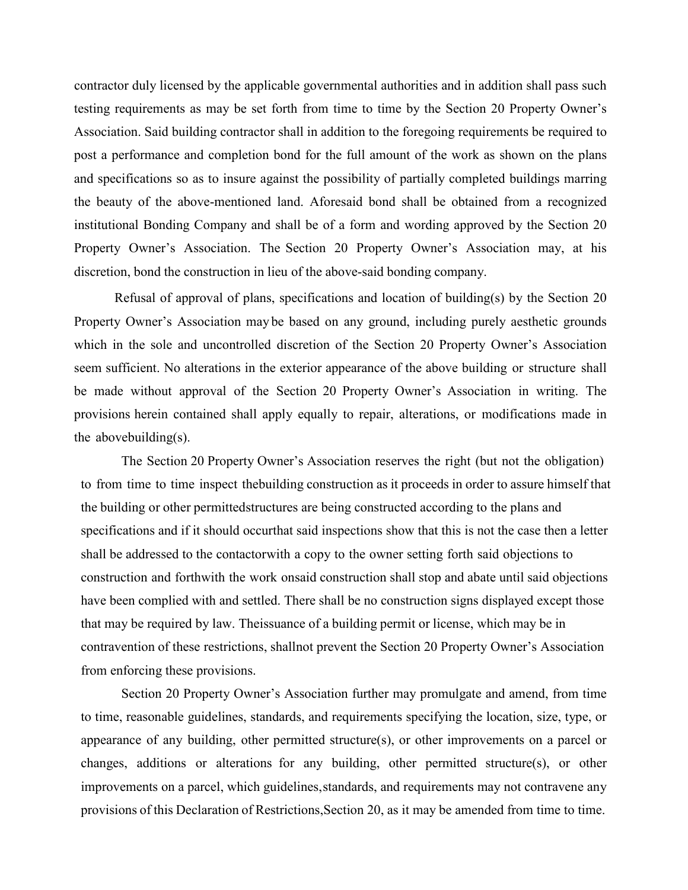contractor duly licensed by the applicable governmental authorities and in addition shall pass such testing requirements as may be set forth from time to time by the Section 20 Property Owner's Association. Said building contractor shall in addition to the foregoing requirements be required to post a performance and completion bond for the full amount of the work as shown on the plans and specifications so as to insure against the possibility of partially completed buildings marring the beauty of the above-mentioned land. Aforesaid bond shall be obtained from a recognized institutional Bonding Company and shall be of a form and wording approved by the Section 20 Property Owner's Association. The Section 20 Property Owner's Association may, at his discretion, bond the construction in lieu of the above-said bonding company.

Refusal of approval of plans, specifications and location of building(s) by the Section 20 Property Owner's Association may be based on any ground, including purely aesthetic grounds which in the sole and uncontrolled discretion of the Section 20 Property Owner's Association seem sufficient. No alterations in the exterior appearance of the above building or structure shall be made without approval of the Section 20 Property Owner's Association in writing. The provisions herein contained shall apply equally to repair, alterations, or modifications made in the abovebuilding(s).

The Section 20 Property Owner's Association reserves the right (but not the obligation) to from time to time inspect thebuilding construction as it proceeds in order to assure himself that the building or other permittedstructures are being constructed according to the plans and specifications and if it should occurthat said inspections show that this is not the case then a letter shall be addressed to the contactorwith a copy to the owner setting forth said objections to construction and forthwith the work onsaid construction shall stop and abate until said objections have been complied with and settled. There shall be no construction signs displayed except those that may be required by law. Theissuance of a building permit or license, which may be in contravention of these restrictions, shallnot prevent the Section 20 Property Owner's Association from enforcing these provisions.

Section 20 Property Owner's Association further may promulgate and amend, from time to time, reasonable guidelines, standards, and requirements specifying the location, size, type, or appearance of any building, other permitted structure(s), or other improvements on a parcel or changes, additions or alterations for any building, other permitted structure(s), or other improvements on a parcel, which guidelines,standards, and requirements may not contravene any provisions of this Declaration of Restrictions,Section 20, as it may be amended from time to time.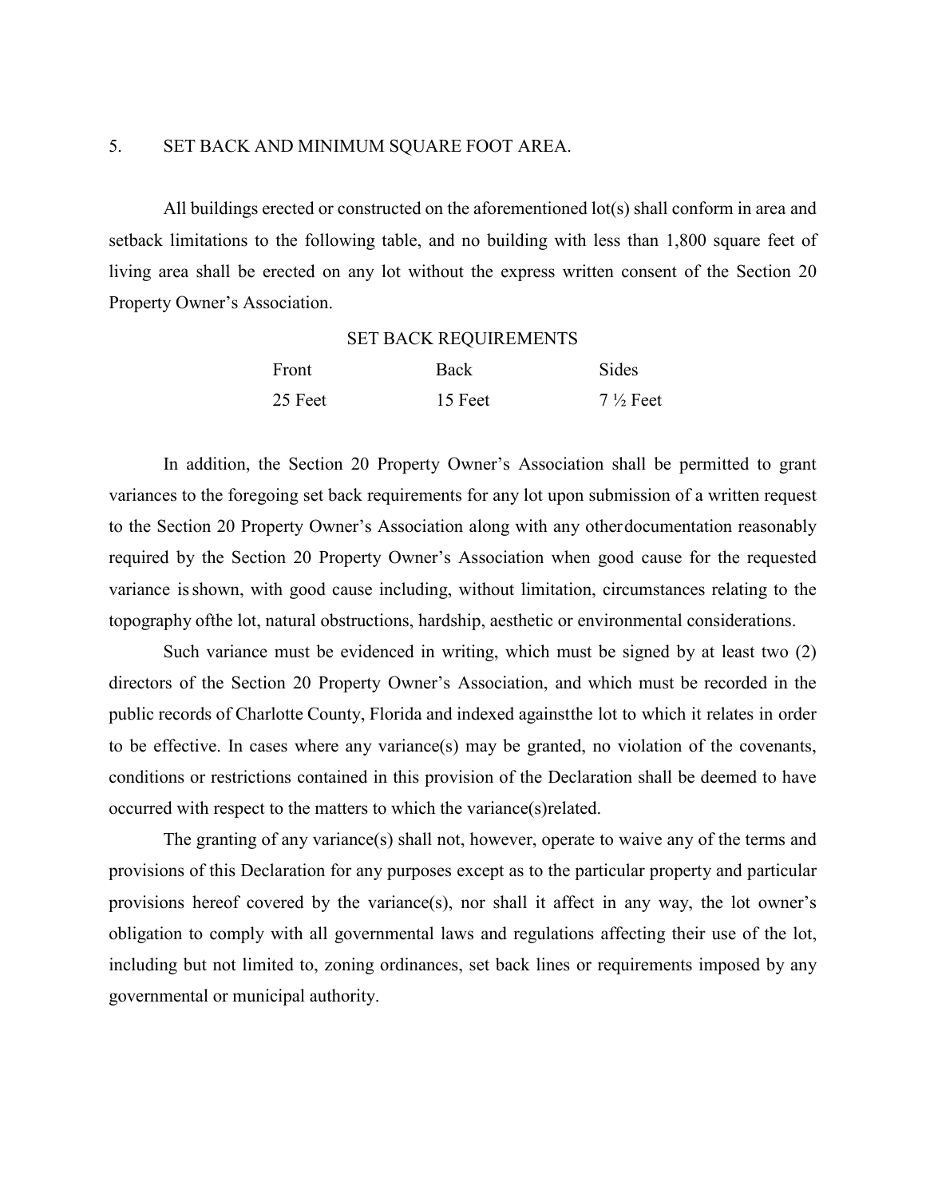## 5. SET BACK AND MINIMUM SQUARE FOOT AREA.

All buildings erected or constructed on the aforementioned lot(s) shall conform in area and setback limitations to the following table, and no building with less than 1,800 square feet of living area shall be erected on any lot without the express written consent of the Section 20 Property Owner's Association.

SET BACK REQUIREMENTS

| Front | Back | Sides |
|---|---|---|
| 25 Feet | 15 Feet | 7 ½ Feet |

In addition, the Section 20 Property Owner's Association shall be permitted to grant variances to the foregoing set back requirements for any lot upon submission of a written request to the Section 20 Property Owner's Association along with any other documentation reasonably required by the Section 20 Property Owner's Association when good cause for the requested variance is shown, with good cause including, without limitation, circumstances relating to the topography of the lot, natural obstructions, hardship, aesthetic or environmental considerations.

Such variance must be evidenced in writing, which must be signed by at least two (2) directors of the Section 20 Property Owner's Association, and which must be recorded in the public records of Charlotte County, Florida and indexed against the lot to which it relates in order to be effective. In cases where any variance(s) may be granted, no violation of the covenants, conditions or restrictions contained in this provision of the Declaration shall be deemed to have occurred with respect to the matters to which the variance(s) related.

The granting of any variance(s) shall not, however, operate to waive any of the terms and provisions of this Declaration for any purposes except as to the particular property and particular provisions hereof covered by the variance(s), nor shall it affect in any way, the lot owner's obligation to comply with all governmental laws and regulations affecting their use of the lot, including but not limited to, zoning ordinances, set back lines or requirements imposed by any governmental or municipal authority.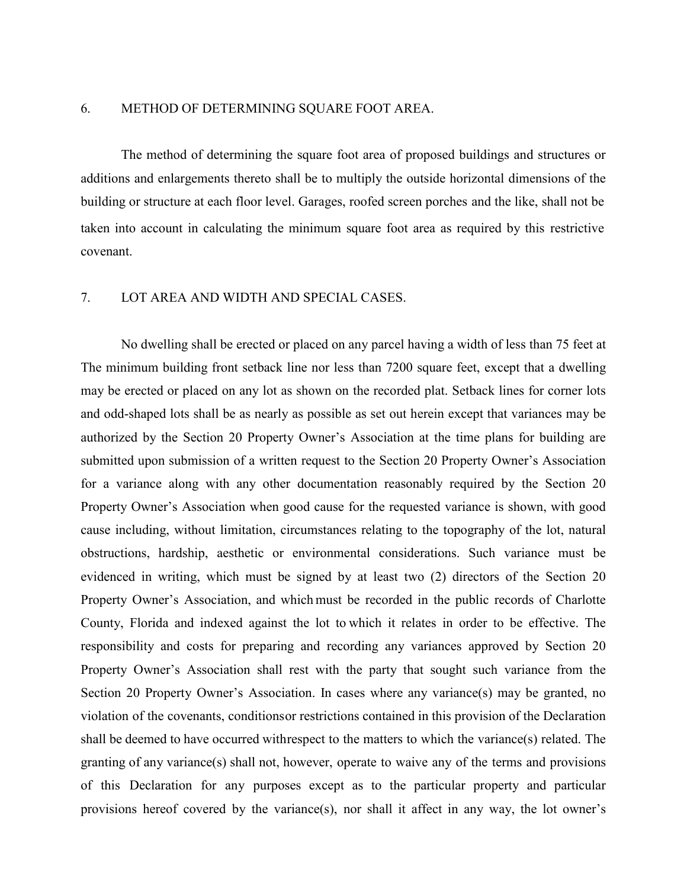## 6. METHOD OF DETERMINING SQUARE FOOT AREA.

The method of determining the square foot area of proposed buildings and structures or additions and enlargements thereto shall be to multiply the outside horizontal dimensions of the building or structure at each floor level. Garages, roofed screen porches and the like, shall not be taken into account in calculating the minimum square foot area as required by this restrictive covenant.

## 7. LOT AREA AND WIDTH AND SPECIAL CASES.

No dwelling shall be erected or placed on any parcel having a width of less than 75 feet at The minimum building front setback line nor less than 7200 square feet, except that a dwelling may be erected or placed on any lot as shown on the recorded plat. Setback lines for corner lots and odd-shaped lots shall be as nearly as possible as set out herein except that variances may be authorized by the Section 20 Property Owner's Association at the time plans for building are submitted upon submission of a written request to the Section 20 Property Owner's Association for a variance along with any other documentation reasonably required by the Section 20 Property Owner's Association when good cause for the requested variance is shown, with good cause including, without limitation, circumstances relating to the topography of the lot, natural obstructions, hardship, aesthetic or environmental considerations. Such variance must be evidenced in writing, which must be signed by at least two (2) directors of the Section 20 Property Owner's Association, and which must be recorded in the public records of Charlotte County, Florida and indexed against the lot to which it relates in order to be effective. The responsibility and costs for preparing and recording any variances approved by Section 20 Property Owner's Association shall rest with the party that sought such variance from the Section 20 Property Owner's Association. In cases where any variance(s) may be granted, no violation of the covenants, conditionsor restrictions contained in this provision of the Declaration shall be deemed to have occurred withrespect to the matters to which the variance(s) related. The granting of any variance(s) shall not, however, operate to waive any of the terms and provisions of this Declaration for any purposes except as to the particular property and particular provisions hereof covered by the variance(s), nor shall it affect in any way, the lot owner's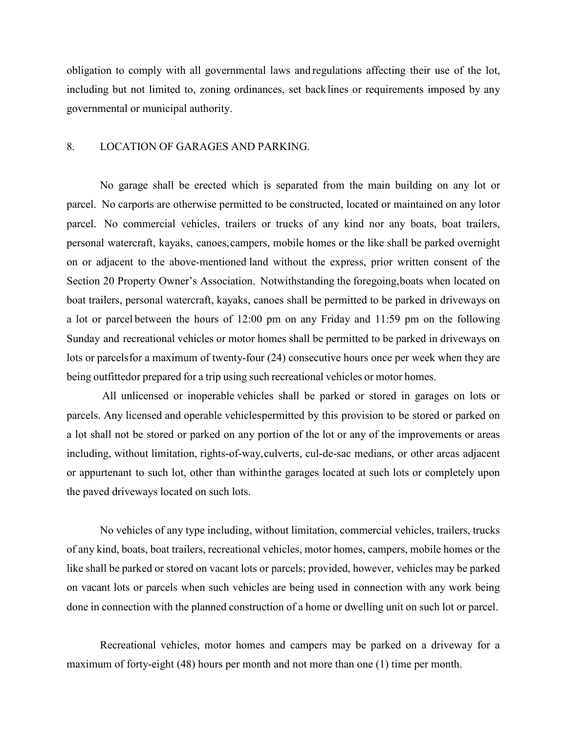obligation to comply with all governmental laws and regulations affecting their use of the lot, including but not limited to, zoning ordinances, set back lines or requirements imposed by any governmental or municipal authority.

## 8. LOCATION OF GARAGES AND PARKING.

No garage shall be erected which is separated from the main building on any lot or parcel. No carports are otherwise permitted to be constructed, located or maintained on any lot or parcel. No commercial vehicles, trailers or trucks of any kind nor any boats, boat trailers, personal watercraft, kayaks, canoes, campers, mobile homes or the like shall be parked overnight on or adjacent to the above-mentioned land without the express, prior written consent of the Section 20 Property Owner's Association. Notwithstanding the foregoing, boats when located on boat trailers, personal watercraft, kayaks, canoes shall be permitted to be parked in driveways on a lot or parcel between the hours of 12:00 pm on any Friday and 11:59 pm on the following Sunday and recreational vehicles or motor homes shall be permitted to be parked in driveways on lots or parcels for a maximum of twenty-four (24) consecutive hours once per week when they are being outfitted or prepared for a trip using such recreational vehicles or motor homes.

All unlicensed or inoperable vehicles shall be parked or stored in garages on lots or parcels. Any licensed and operable vehicles permitted by this provision to be stored or parked on a lot shall not be stored or parked on any portion of the lot or any of the improvements or areas including, without limitation, rights-of-way, culverts, cul-de-sac medians, or other areas adjacent or appurtenant to such lot, other than within the garages located at such lots or completely upon the paved driveways located on such lots.

No vehicles of any type including, without limitation, commercial vehicles, trailers, trucks of any kind, boats, boat trailers, recreational vehicles, motor homes, campers, mobile homes or the like shall be parked or stored on vacant lots or parcels; provided, however, vehicles may be parked on vacant lots or parcels when such vehicles are being used in connection with any work being done in connection with the planned construction of a home or dwelling unit on such lot or parcel.

Recreational vehicles, motor homes and campers may be parked on a driveway for a maximum of forty-eight (48) hours per month and not more than one (1) time per month.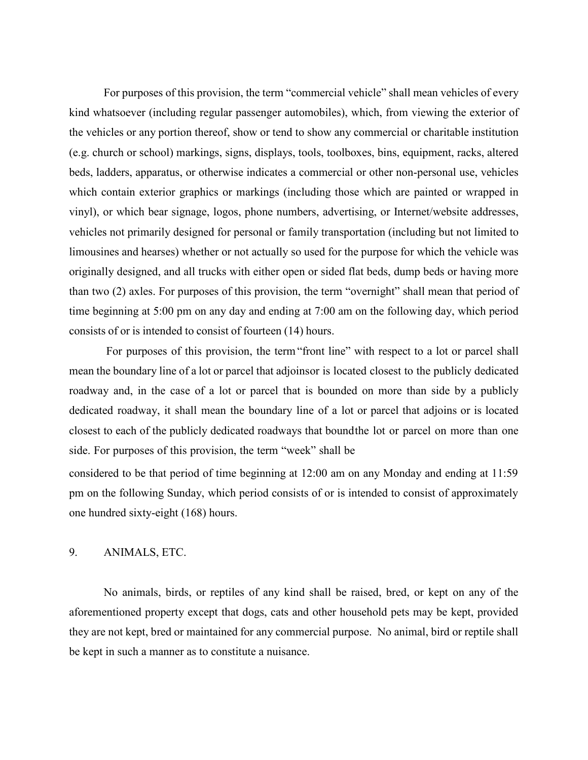For purposes of this provision, the term "commercial vehicle" shall mean vehicles of every kind whatsoever (including regular passenger automobiles), which, from viewing the exterior of the vehicles or any portion thereof, show or tend to show any commercial or charitable institution (e.g. church or school) markings, signs, displays, tools, toolboxes, bins, equipment, racks, altered beds, ladders, apparatus, or otherwise indicates a commercial or other non-personal use, vehicles which contain exterior graphics or markings (including those which are painted or wrapped in vinyl), or which bear signage, logos, phone numbers, advertising, or Internet/website addresses, vehicles not primarily designed for personal or family transportation (including but not limited to limousines and hearses) whether or not actually so used for the purpose for which the vehicle was originally designed, and all trucks with either open or sided flat beds, dump beds or having more than two (2) axles. For purposes of this provision, the term "overnight" shall mean that period of time beginning at 5:00 pm on any day and ending at 7:00 am on the following day, which period consists of or is intended to consist of fourteen (14) hours.

For purposes of this provision, the term "front line" with respect to a lot or parcel shall mean the boundary line of a lot or parcel that adjoinsor is located closest to the publicly dedicated roadway and, in the case of a lot or parcel that is bounded on more than side by a publicly dedicated roadway, it shall mean the boundary line of a lot or parcel that adjoins or is located closest to each of the publicly dedicated roadways that boundthe lot or parcel on more than one side. For purposes of this provision, the term "week" shall be considered to be that period of time beginning at 12:00 am on any Monday and ending at 11:59 pm on the following Sunday, which period consists of or is intended to consist of approximately one hundred sixty-eight (168) hours.

9. ANIMALS, ETC.

No animals, birds, or reptiles of any kind shall be raised, bred, or kept on any of the aforementioned property except that dogs, cats and other household pets may be kept, provided they are not kept, bred or maintained for any commercial purpose. No animal, bird or reptile shall be kept in such a manner as to constitute a nuisance.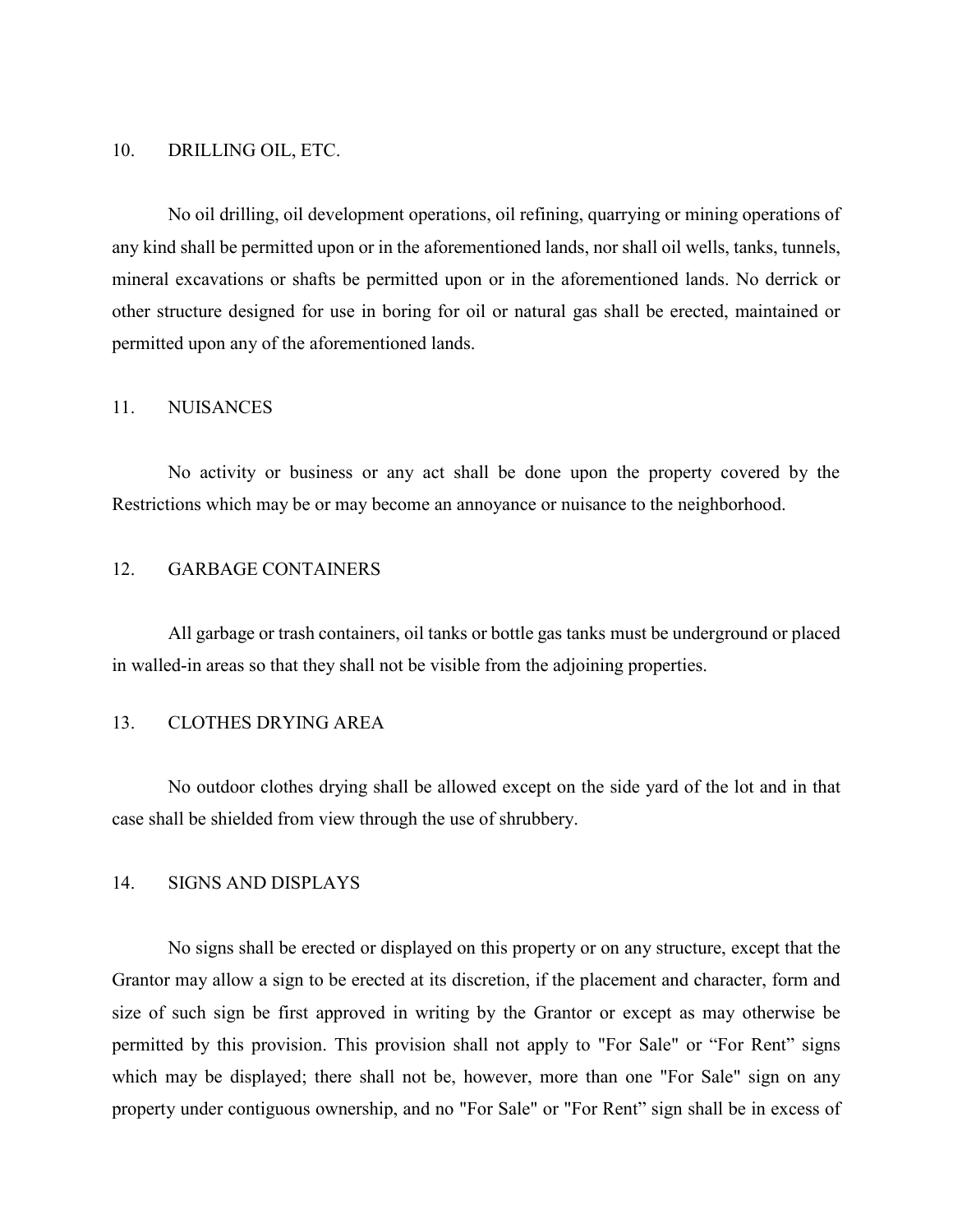## 10. DRILLING OIL, ETC.

No oil drilling, oil development operations, oil refining, quarrying or mining operations of any kind shall be permitted upon or in the aforementioned lands, nor shall oil wells, tanks, tunnels, mineral excavations or shafts be permitted upon or in the aforementioned lands. No derrick or other structure designed for use in boring for oil or natural gas shall be erected, maintained or permitted upon any of the aforementioned lands.

## 11. NUISANCES

No activity or business or any act shall be done upon the property covered by the Restrictions which may be or may become an annoyance or nuisance to the neighborhood.

## 12. GARBAGE CONTAINERS

All garbage or trash containers, oil tanks or bottle gas tanks must be underground or placed in walled-in areas so that they shall not be visible from the adjoining properties.

## 13. CLOTHES DRYING AREA

No outdoor clothes drying shall be allowed except on the side yard of the lot and in that case shall be shielded from view through the use of shrubbery.

## 14. SIGNS AND DISPLAYS

No signs shall be erected or displayed on this property or on any structure, except that the Grantor may allow a sign to be erected at its discretion, if the placement and character, form and size of such sign be first approved in writing by the Grantor or except as may otherwise be permitted by this provision. This provision shall not apply to "For Sale" or "For Rent" signs which may be displayed; there shall not be, however, more than one "For Sale" sign on any property under contiguous ownership, and no "For Sale" or "For Rent" sign shall be in excess of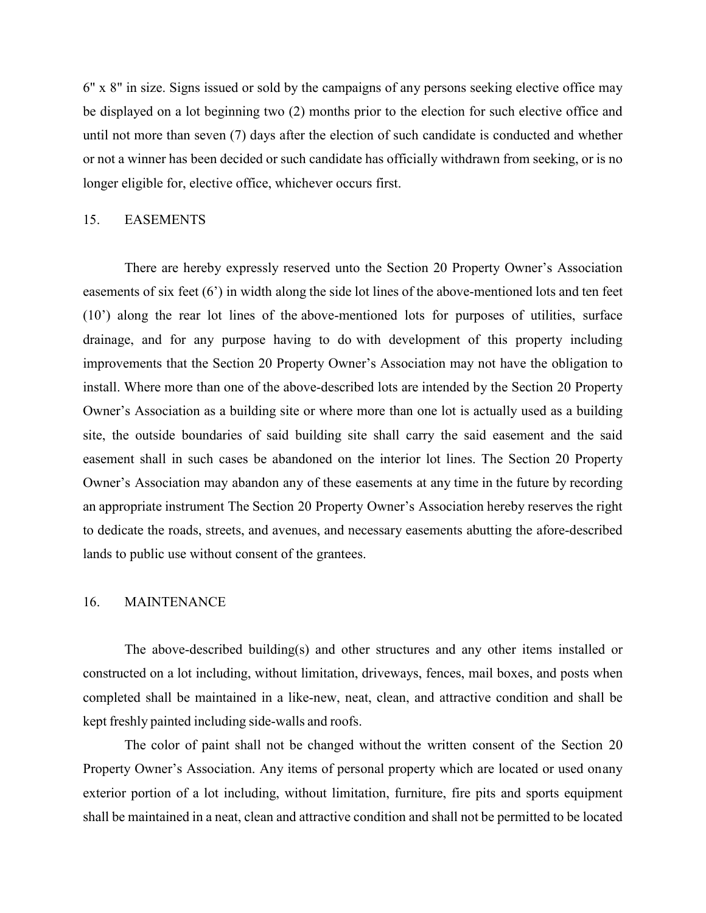6" x 8" in size. Signs issued or sold by the campaigns of any persons seeking elective office may be displayed on a lot beginning two (2) months prior to the election for such elective office and until not more than seven (7) days after the election of such candidate is conducted and whether or not a winner has been decided or such candidate has officially withdrawn from seeking, or is no longer eligible for, elective office, whichever occurs first.

## 15. EASEMENTS

There are hereby expressly reserved unto the Section 20 Property Owner's Association easements of six feet (6') in width along the side lot lines of the above-mentioned lots and ten feet (10') along the rear lot lines of the above-mentioned lots for purposes of utilities, surface drainage, and for any purpose having to do with development of this property including improvements that the Section 20 Property Owner's Association may not have the obligation to install. Where more than one of the above-described lots are intended by the Section 20 Property Owner's Association as a building site or where more than one lot is actually used as a building site, the outside boundaries of said building site shall carry the said easement and the said easement shall in such cases be abandoned on the interior lot lines. The Section 20 Property Owner's Association may abandon any of these easements at any time in the future by recording an appropriate instrument The Section 20 Property Owner's Association hereby reserves the right to dedicate the roads, streets, and avenues, and necessary easements abutting the afore-described lands to public use without consent of the grantees.

## 16. MAINTENANCE

The above-described building(s) and other structures and any other items installed or constructed on a lot including, without limitation, driveways, fences, mail boxes, and posts when completed shall be maintained in a like-new, neat, clean, and attractive condition and shall be kept freshly painted including side-walls and roofs.

The color of paint shall not be changed without the written consent of the Section 20 Property Owner's Association. Any items of personal property which are located or used onany exterior portion of a lot including, without limitation, furniture, fire pits and sports equipment shall be maintained in a neat, clean and attractive condition and shall not be permitted to be located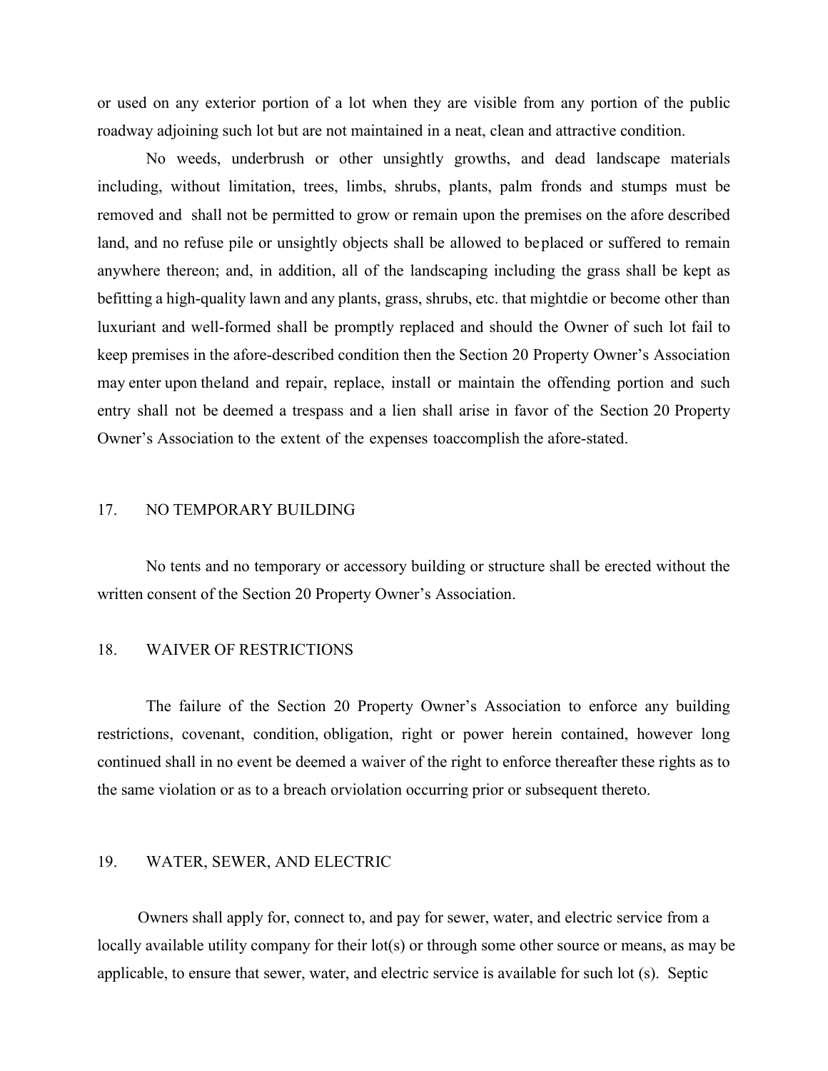or used on any exterior portion of a lot when they are visible from any portion of the public roadway adjoining such lot but are not maintained in a neat, clean and attractive condition.

No weeds, underbrush or other unsightly growths, and dead landscape materials including, without limitation, trees, limbs, shrubs, plants, palm fronds and stumps must be removed and shall not be permitted to grow or remain upon the premises on the afore described land, and no refuse pile or unsightly objects shall be allowed to beplaced or suffered to remain anywhere thereon; and, in addition, all of the landscaping including the grass shall be kept as befitting a high-quality lawn and any plants, grass, shrubs, etc. that mightdie or become other than luxuriant and well-formed shall be promptly replaced and should the Owner of such lot fail to keep premises in the afore-described condition then the Section 20 Property Owner's Association may enter upon theland and repair, replace, install or maintain the offending portion and such entry shall not be deemed a trespass and a lien shall arise in favor of the Section 20 Property Owner's Association to the extent of the expenses toaccomplish the afore-stated.

## 17. NO TEMPORARY BUILDING

No tents and no temporary or accessory building or structure shall be erected without the written consent of the Section 20 Property Owner's Association.

## 18. WAIVER OF RESTRICTIONS

The failure of the Section 20 Property Owner's Association to enforce any building restrictions, covenant, condition, obligation, right or power herein contained, however long continued shall in no event be deemed a waiver of the right to enforce thereafter these rights as to the same violation or as to a breach orviolation occurring prior or subsequent thereto.

## 19. WATER, SEWER, AND ELECTRIC

Owners shall apply for, connect to, and pay for sewer, water, and electric service from a locally available utility company for their lot(s) or through some other source or means, as may be applicable, to ensure that sewer, water, and electric service is available for such lot (s). Septic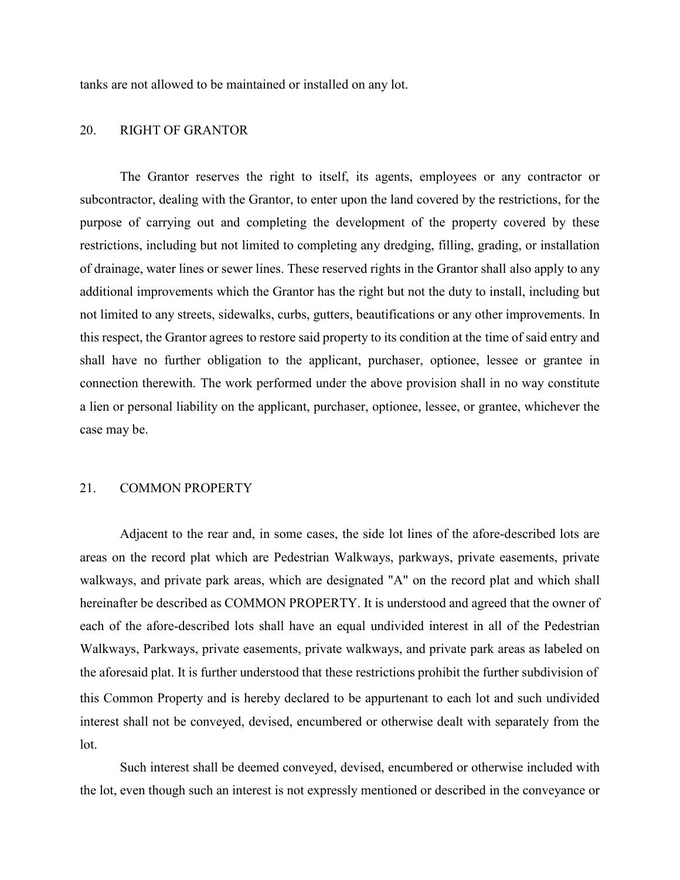tanks are not allowed to be maintained or installed on any lot.

## 20. RIGHT OF GRANTOR

The Grantor reserves the right to itself, its agents, employees or any contractor or subcontractor, dealing with the Grantor, to enter upon the land covered by the restrictions, for the purpose of carrying out and completing the development of the property covered by these restrictions, including but not limited to completing any dredging, filling, grading, or installation of drainage, water lines or sewer lines. These reserved rights in the Grantor shall also apply to any additional improvements which the Grantor has the right but not the duty to install, including but not limited to any streets, sidewalks, curbs, gutters, beautifications or any other improvements. In this respect, the Grantor agrees to restore said property to its condition at the time of said entry and shall have no further obligation to the applicant, purchaser, optionee, lessee or grantee in connection therewith. The work performed under the above provision shall in no way constitute a lien or personal liability on the applicant, purchaser, optionee, lessee, or grantee, whichever the case may be.

## 21. COMMON PROPERTY

Adjacent to the rear and, in some cases, the side lot lines of the afore-described lots are areas on the record plat which are Pedestrian Walkways, parkways, private easements, private walkways, and private park areas, which are designated "A" on the record plat and which shall hereinafter be described as COMMON PROPERTY. It is understood and agreed that the owner of each of the afore-described lots shall have an equal undivided interest in all of the Pedestrian Walkways, Parkways, private easements, private walkways, and private park areas as labeled on the aforesaid plat. It is further understood that these restrictions prohibit the further subdivision of this Common Property and is hereby declared to be appurtenant to each lot and such undivided interest shall not be conveyed, devised, encumbered or otherwise dealt with separately from the lot.

Such interest shall be deemed conveyed, devised, encumbered or otherwise included with the lot, even though such an interest is not expressly mentioned or described in the conveyance or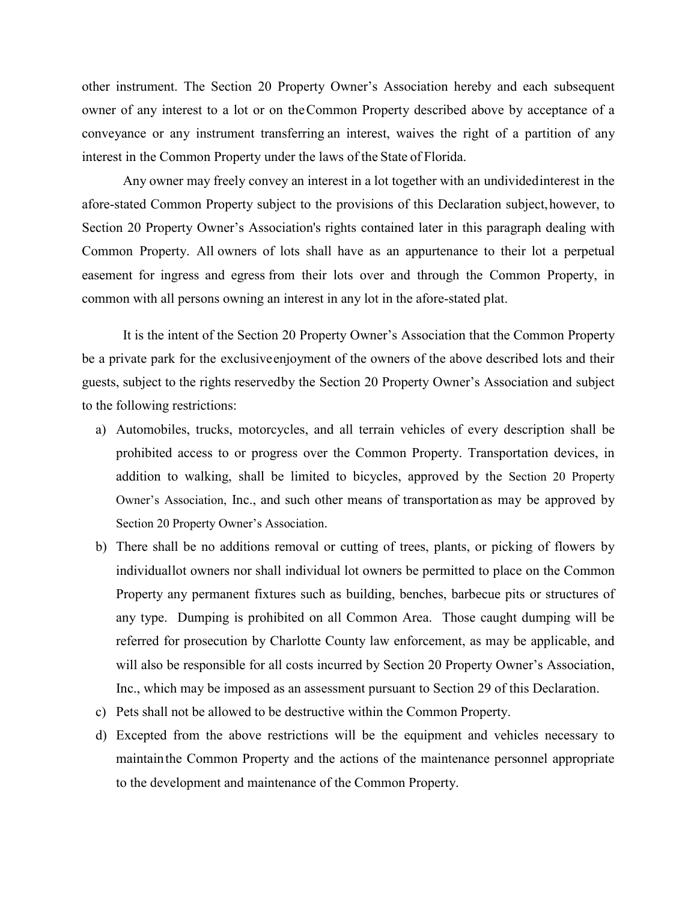other instrument. The Section 20 Property Owner's Association hereby and each subsequent owner of any interest to a lot or on the Common Property described above by acceptance of a conveyance or any instrument transferring an interest, waives the right of a partition of any interest in the Common Property under the laws of the State of Florida.

Any owner may freely convey an interest in a lot together with an undivided interest in the afore-stated Common Property subject to the provisions of this Declaration subject, however, to Section 20 Property Owner's Association's rights contained later in this paragraph dealing with Common Property. All owners of lots shall have as an appurtenance to their lot a perpetual easement for ingress and egress from their lots over and through the Common Property, in common with all persons owning an interest in any lot in the afore-stated plat.

It is the intent of the Section 20 Property Owner's Association that the Common Property be a private park for the exclusive enjoyment of the owners of the above described lots and their guests, subject to the rights reserved by the Section 20 Property Owner's Association and subject to the following restrictions:

a) Automobiles, trucks, motorcycles, and all terrain vehicles of every description shall be prohibited access to or progress over the Common Property. Transportation devices, in addition to walking, shall be limited to bicycles, approved by the Section 20 Property Owner's Association, Inc., and such other means of transportation as may be approved by Section 20 Property Owner's Association.
b) There shall be no additions removal or cutting of trees, plants, or picking of flowers by individual lot owners nor shall individual lot owners be permitted to place on the Common Property any permanent fixtures such as building, benches, barbecue pits or structures of any type. Dumping is prohibited on all Common Area. Those caught dumping will be referred for prosecution by Charlotte County law enforcement, as may be applicable, and will also be responsible for all costs incurred by Section 20 Property Owner's Association, Inc., which may be imposed as an assessment pursuant to Section 29 of this Declaration.
c) Pets shall not be allowed to be destructive within the Common Property.
d) Excepted from the above restrictions will be the equipment and vehicles necessary to maintain the Common Property and the actions of the maintenance personnel appropriate to the development and maintenance of the Common Property.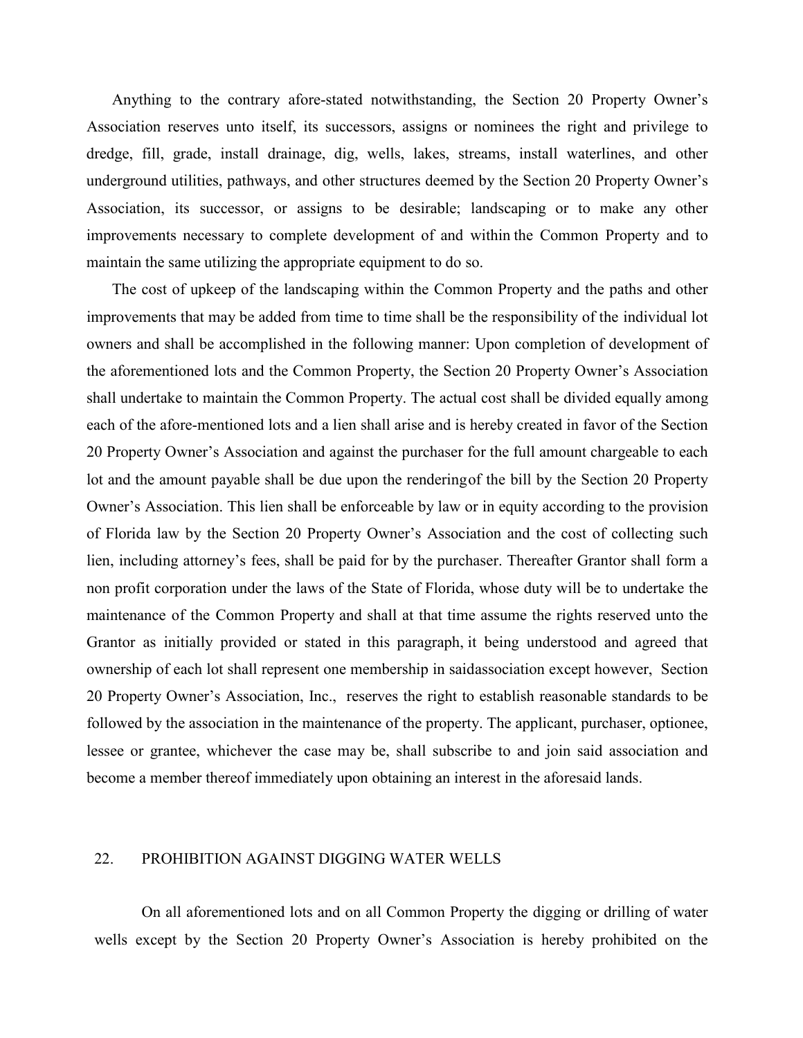Anything to the contrary afore-stated notwithstanding, the Section 20 Property Owner's Association reserves unto itself, its successors, assigns or nominees the right and privilege to dredge, fill, grade, install drainage, dig, wells, lakes, streams, install waterlines, and other underground utilities, pathways, and other structures deemed by the Section 20 Property Owner's Association, its successor, or assigns to be desirable; landscaping or to make any other improvements necessary to complete development of and within the Common Property and to maintain the same utilizing the appropriate equipment to do so.

The cost of upkeep of the landscaping within the Common Property and the paths and other improvements that may be added from time to time shall be the responsibility of the individual lot owners and shall be accomplished in the following manner: Upon completion of development of the aforementioned lots and the Common Property, the Section 20 Property Owner's Association shall undertake to maintain the Common Property. The actual cost shall be divided equally among each of the afore-mentioned lots and a lien shall arise and is hereby created in favor of the Section 20 Property Owner's Association and against the purchaser for the full amount chargeable to each lot and the amount payable shall be due upon the renderingof the bill by the Section 20 Property Owner's Association. This lien shall be enforceable by law or in equity according to the provision of Florida law by the Section 20 Property Owner's Association and the cost of collecting such lien, including attorney's fees, shall be paid for by the purchaser. Thereafter Grantor shall form a non profit corporation under the laws of the State of Florida, whose duty will be to undertake the maintenance of the Common Property and shall at that time assume the rights reserved unto the Grantor as initially provided or stated in this paragraph, it being understood and agreed that ownership of each lot shall represent one membership in saidassociation except however, Section 20 Property Owner's Association, Inc., reserves the right to establish reasonable standards to be followed by the association in the maintenance of the property. The applicant, purchaser, optionee, lessee or grantee, whichever the case may be, shall subscribe to and join said association and become a member thereof immediately upon obtaining an interest in the aforesaid lands.

## 22. PROHIBITION AGAINST DIGGING WATER WELLS

On all aforementioned lots and on all Common Property the digging or drilling of water wells except by the Section 20 Property Owner's Association is hereby prohibited on the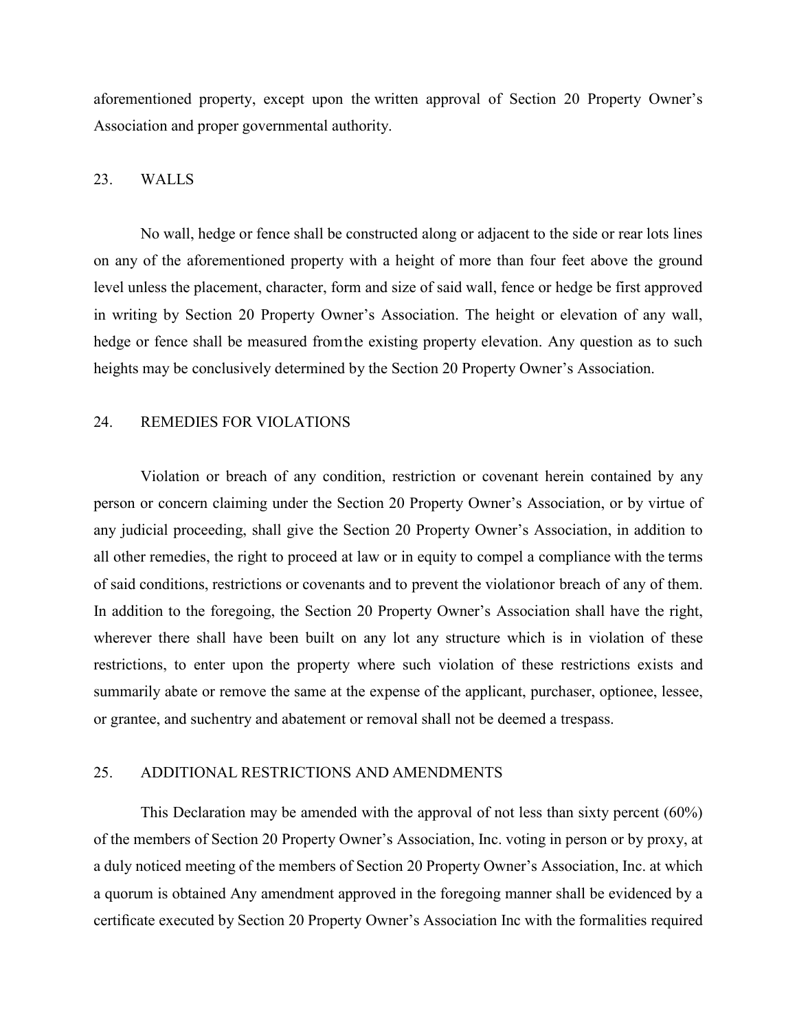aforementioned property, except upon the written approval of Section 20 Property Owner's Association and proper governmental authority.

## 23. WALLS

No wall, hedge or fence shall be constructed along or adjacent to the side or rear lots lines on any of the aforementioned property with a height of more than four feet above the ground level unless the placement, character, form and size of said wall, fence or hedge be first approved in writing by Section 20 Property Owner's Association. The height or elevation of any wall, hedge or fence shall be measured from the existing property elevation. Any question as to such heights may be conclusively determined by the Section 20 Property Owner's Association.

## 24. REMEDIES FOR VIOLATIONS

Violation or breach of any condition, restriction or covenant herein contained by any person or concern claiming under the Section 20 Property Owner's Association, or by virtue of any judicial proceeding, shall give the Section 20 Property Owner's Association, in addition to all other remedies, the right to proceed at law or in equity to compel a compliance with the terms of said conditions, restrictions or covenants and to prevent the violationor breach of any of them. In addition to the foregoing, the Section 20 Property Owner's Association shall have the right, wherever there shall have been built on any lot any structure which is in violation of these restrictions, to enter upon the property where such violation of these restrictions exists and summarily abate or remove the same at the expense of the applicant, purchaser, optionee, lessee, or grantee, and suchentry and abatement or removal shall not be deemed a trespass.

## 25. ADDITIONAL RESTRICTIONS AND AMENDMENTS

This Declaration may be amended with the approval of not less than sixty percent (60%) of the members of Section 20 Property Owner's Association, Inc. voting in person or by proxy, at a duly noticed meeting of the members of Section 20 Property Owner's Association, Inc. at which a quorum is obtained Any amendment approved in the foregoing manner shall be evidenced by a certificate executed by Section 20 Property Owner's Association Inc with the formalities required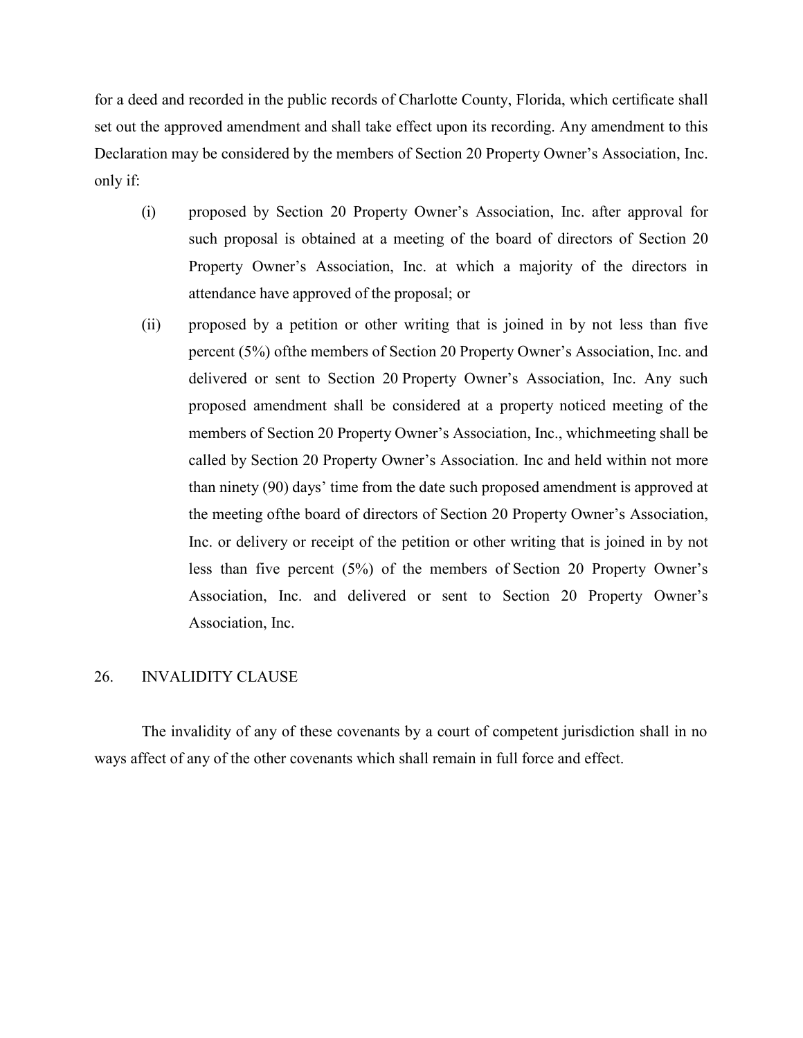for a deed and recorded in the public records of Charlotte County, Florida, which certificate shall set out the approved amendment and shall take effect upon its recording. Any amendment to this Declaration may be considered by the members of Section 20 Property Owner's Association, Inc. only if:

(i) proposed by Section 20 Property Owner's Association, Inc. after approval for such proposal is obtained at a meeting of the board of directors of Section 20 Property Owner's Association, Inc. at which a majority of the directors in attendance have approved of the proposal; or

(ii) proposed by a petition or other writing that is joined in by not less than five percent (5%) ofthe members of Section 20 Property Owner's Association, Inc. and delivered or sent to Section 20 Property Owner's Association, Inc. Any such proposed amendment shall be considered at a property noticed meeting of the members of Section 20 Property Owner's Association, Inc., whichmeeting shall be called by Section 20 Property Owner's Association. Inc and held within not more than ninety (90) days' time from the date such proposed amendment is approved at the meeting ofthe board of directors of Section 20 Property Owner's Association, Inc. or delivery or receipt of the petition or other writing that is joined in by not less than five percent (5%) of the members of Section 20 Property Owner's Association, Inc. and delivered or sent to Section 20 Property Owner's Association, Inc.

## 26. INVALIDITY CLAUSE

The invalidity of any of these covenants by a court of competent jurisdiction shall in no ways affect of any of the other covenants which shall remain in full force and effect.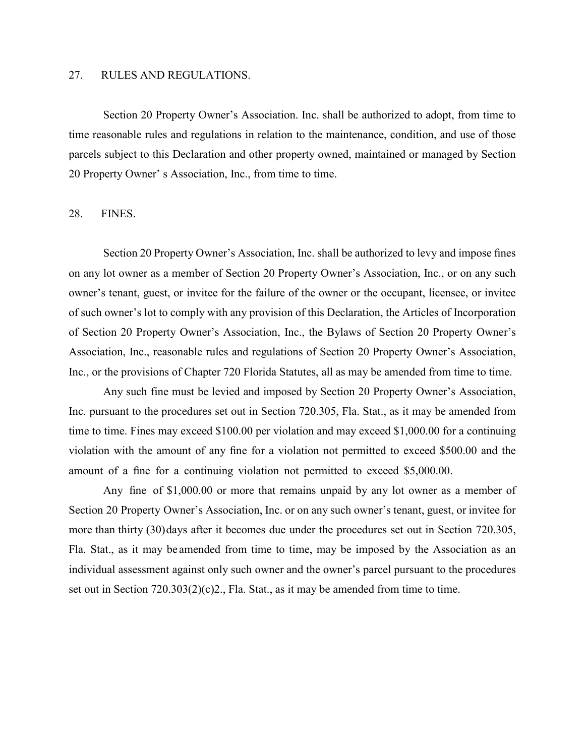## 27. RULES AND REGULATIONS.

Section 20 Property Owner's Association. Inc. shall be authorized to adopt, from time to time reasonable rules and regulations in relation to the maintenance, condition, and use of those parcels subject to this Declaration and other property owned, maintained or managed by Section 20 Property Owner' s Association, Inc., from time to time.

## 28. FINES.

Section 20 Property Owner's Association, Inc. shall be authorized to levy and impose fines on any lot owner as a member of Section 20 Property Owner's Association, Inc., or on any such owner's tenant, guest, or invitee for the failure of the owner or the occupant, licensee, or invitee of such owner's lot to comply with any provision of this Declaration, the Articles of Incorporation of Section 20 Property Owner's Association, Inc., the Bylaws of Section 20 Property Owner's Association, Inc., reasonable rules and regulations of Section 20 Property Owner's Association, Inc., or the provisions of Chapter 720 Florida Statutes, all as may be amended from time to time.

Any such fine must be levied and imposed by Section 20 Property Owner's Association, Inc. pursuant to the procedures set out in Section 720.305, Fla. Stat., as it may be amended from time to time. Fines may exceed $100.00 per violation and may exceed $1,000.00 for a continuing violation with the amount of any fine for a violation not permitted to exceed $500.00 and the amount of a fine for a continuing violation not permitted to exceed $5,000.00.

Any fine of $1,000.00 or more that remains unpaid by any lot owner as a member of Section 20 Property Owner's Association, Inc. or on any such owner's tenant, guest, or invitee for more than thirty (30) days after it becomes due under the procedures set out in Section 720.305, Fla. Stat., as it may be amended from time to time, may be imposed by the Association as an individual assessment against only such owner and the owner's parcel pursuant to the procedures set out in Section 720.303(2)(c)2., Fla. Stat., as it may be amended from time to time.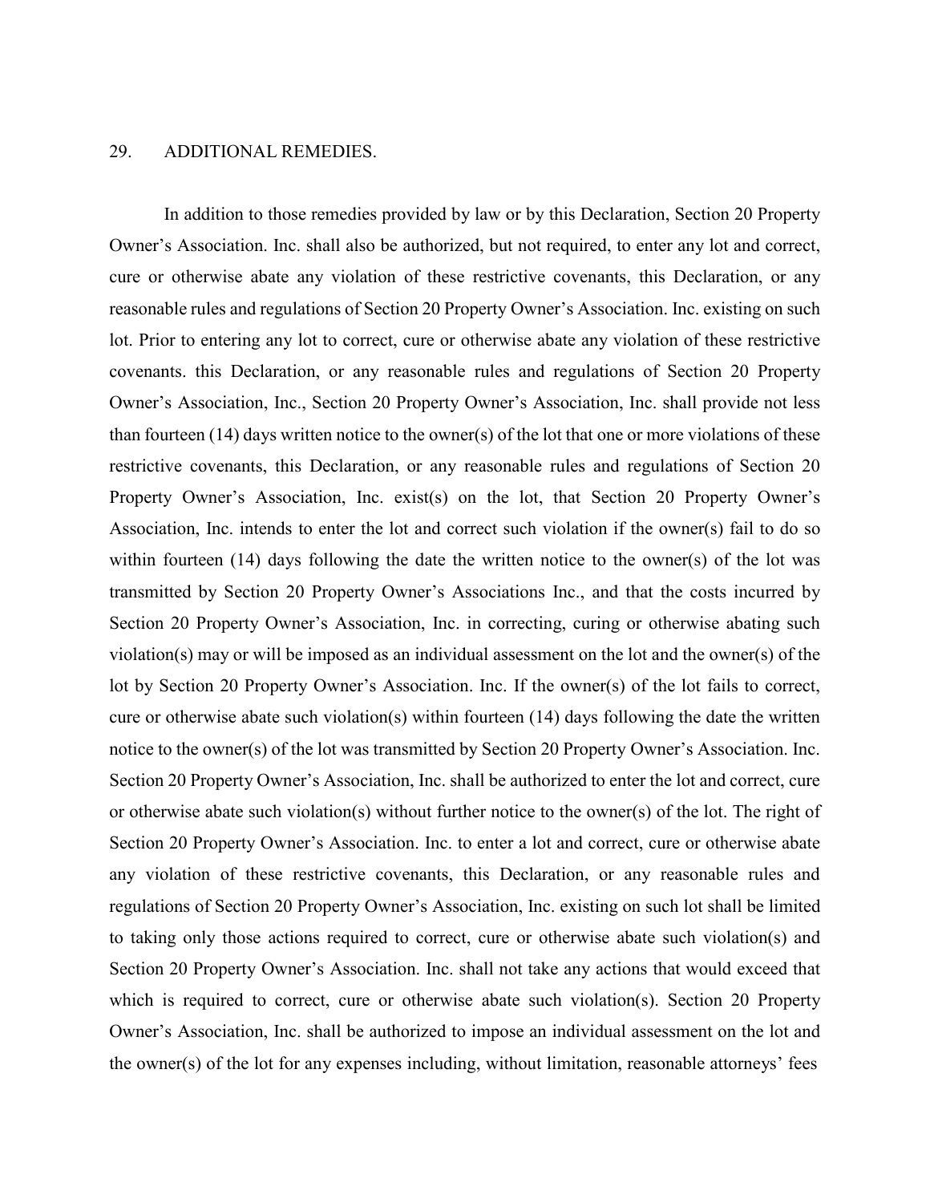## 29. ADDITIONAL REMEDIES.

In addition to those remedies provided by law or by this Declaration, Section 20 Property Owner's Association. Inc. shall also be authorized, but not required, to enter any lot and correct, cure or otherwise abate any violation of these restrictive covenants, this Declaration, or any reasonable rules and regulations of Section 20 Property Owner's Association. Inc. existing on such lot. Prior to entering any lot to correct, cure or otherwise abate any violation of these restrictive covenants. this Declaration, or any reasonable rules and regulations of Section 20 Property Owner's Association, Inc., Section 20 Property Owner's Association, Inc. shall provide not less than fourteen (14) days written notice to the owner(s) of the lot that one or more violations of these restrictive covenants, this Declaration, or any reasonable rules and regulations of Section 20 Property Owner's Association, Inc. exist(s) on the lot, that Section 20 Property Owner's Association, Inc. intends to enter the lot and correct such violation if the owner(s) fail to do so within fourteen (14) days following the date the written notice to the owner(s) of the lot was transmitted by Section 20 Property Owner's Associations Inc., and that the costs incurred by Section 20 Property Owner's Association, Inc. in correcting, curing or otherwise abating such violation(s) may or will be imposed as an individual assessment on the lot and the owner(s) of the lot by Section 20 Property Owner's Association. Inc. If the owner(s) of the lot fails to correct, cure or otherwise abate such violation(s) within fourteen (14) days following the date the written notice to the owner(s) of the lot was transmitted by Section 20 Property Owner's Association. Inc. Section 20 Property Owner's Association, Inc. shall be authorized to enter the lot and correct, cure or otherwise abate such violation(s) without further notice to the owner(s) of the lot. The right of Section 20 Property Owner's Association. Inc. to enter a lot and correct, cure or otherwise abate any violation of these restrictive covenants, this Declaration, or any reasonable rules and regulations of Section 20 Property Owner's Association, Inc. existing on such lot shall be limited to taking only those actions required to correct, cure or otherwise abate such violation(s) and Section 20 Property Owner's Association. Inc. shall not take any actions that would exceed that which is required to correct, cure or otherwise abate such violation(s). Section 20 Property Owner's Association, Inc. shall be authorized to impose an individual assessment on the lot and the owner(s) of the lot for any expenses including, without limitation, reasonable attorneys' fees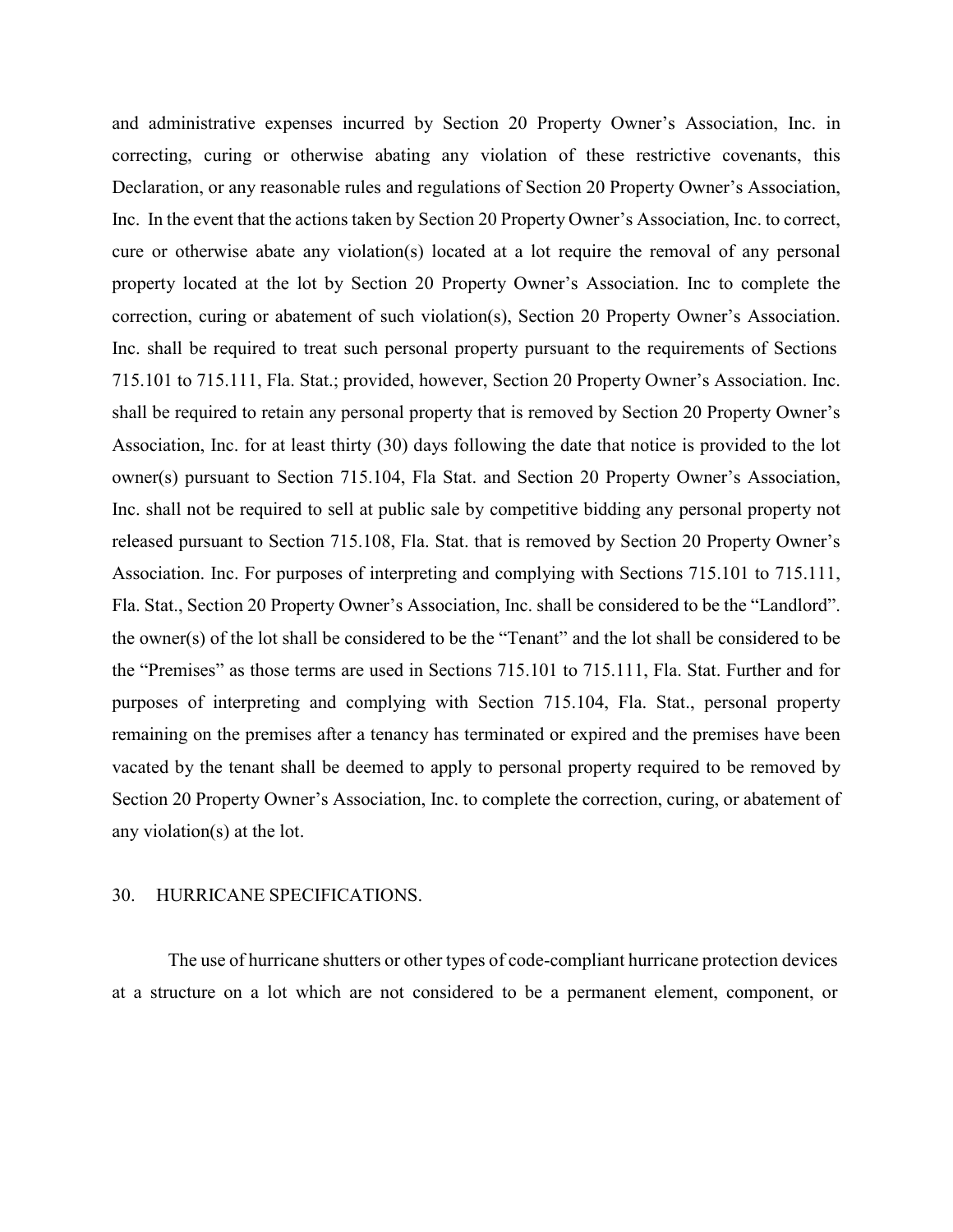and administrative expenses incurred by Section 20 Property Owner's Association, Inc. in correcting, curing or otherwise abating any violation of these restrictive covenants, this Declaration, or any reasonable rules and regulations of Section 20 Property Owner's Association, Inc. In the event that the actions taken by Section 20 Property Owner's Association, Inc. to correct, cure or otherwise abate any violation(s) located at a lot require the removal of any personal property located at the lot by Section 20 Property Owner's Association. Inc to complete the correction, curing or abatement of such violation(s), Section 20 Property Owner's Association. Inc. shall be required to treat such personal property pursuant to the requirements of Sections 715.101 to 715.111, Fla. Stat.; provided, however, Section 20 Property Owner's Association. Inc. shall be required to retain any personal property that is removed by Section 20 Property Owner's Association, Inc. for at least thirty (30) days following the date that notice is provided to the lot owner(s) pursuant to Section 715.104, Fla Stat. and Section 20 Property Owner's Association, Inc. shall not be required to sell at public sale by competitive bidding any personal property not released pursuant to Section 715.108, Fla. Stat. that is removed by Section 20 Property Owner's Association. Inc. For purposes of interpreting and complying with Sections 715.101 to 715.111, Fla. Stat., Section 20 Property Owner's Association, Inc. shall be considered to be the "Landlord". the owner(s) of the lot shall be considered to be the "Tenant" and the lot shall be considered to be the "Premises" as those terms are used in Sections 715.101 to 715.111, Fla. Stat. Further and for purposes of interpreting and complying with Section 715.104, Fla. Stat., personal property remaining on the premises after a tenancy has terminated or expired and the premises have been vacated by the tenant shall be deemed to apply to personal property required to be removed by Section 20 Property Owner's Association, Inc. to complete the correction, curing, or abatement of any violation(s) at the lot.

30. HURRICANE SPECIFICATIONS.

The use of hurricane shutters or other types of code-compliant hurricane protection devices at a structure on a lot which are not considered to be a permanent element, component, or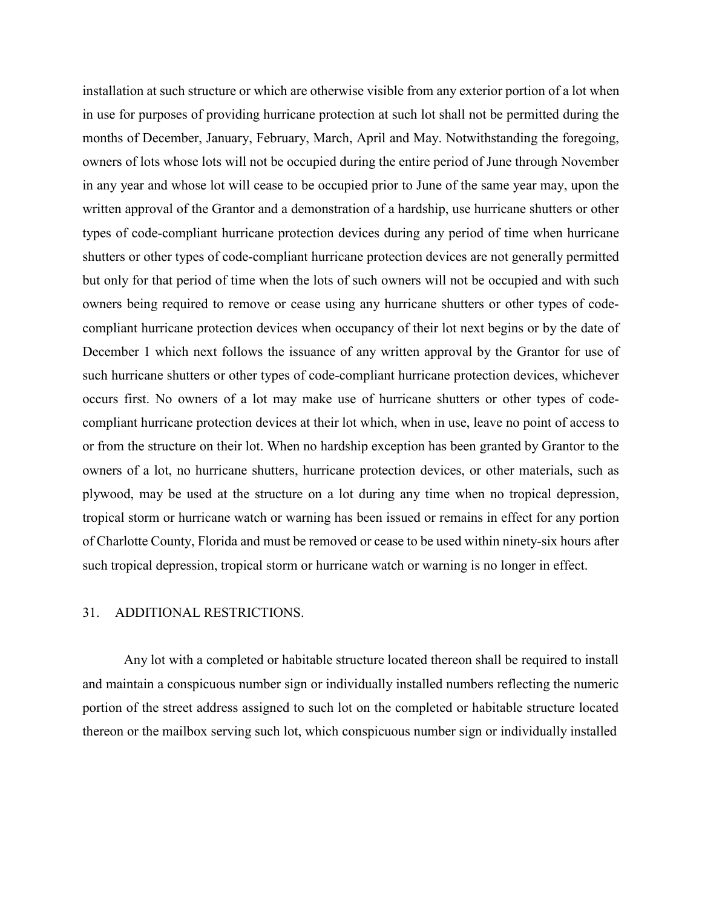installation at such structure or which are otherwise visible from any exterior portion of a lot when in use for purposes of providing hurricane protection at such lot shall not be permitted during the months of December, January, February, March, April and May. Notwithstanding the foregoing, owners of lots whose lots will not be occupied during the entire period of June through November in any year and whose lot will cease to be occupied prior to June of the same year may, upon the written approval of the Grantor and a demonstration of a hardship, use hurricane shutters or other types of code-compliant hurricane protection devices during any period of time when hurricane shutters or other types of code-compliant hurricane protection devices are not generally permitted but only for that period of time when the lots of such owners will not be occupied and with such owners being required to remove or cease using any hurricane shutters or other types of code-compliant hurricane protection devices when occupancy of their lot next begins or by the date of December 1 which next follows the issuance of any written approval by the Grantor for use of such hurricane shutters or other types of code-compliant hurricane protection devices, whichever occurs first. No owners of a lot may make use of hurricane shutters or other types of code-compliant hurricane protection devices at their lot which, when in use, leave no point of access to or from the structure on their lot. When no hardship exception has been granted by Grantor to the owners of a lot, no hurricane shutters, hurricane protection devices, or other materials, such as plywood, may be used at the structure on a lot during any time when no tropical depression, tropical storm or hurricane watch or warning has been issued or remains in effect for any portion of Charlotte County, Florida and must be removed or cease to be used within ninety-six hours after such tropical depression, tropical storm or hurricane watch or warning is no longer in effect.

## 31. ADDITIONAL RESTRICTIONS.

Any lot with a completed or habitable structure located thereon shall be required to install and maintain a conspicuous number sign or individually installed numbers reflecting the numeric portion of the street address assigned to such lot on the completed or habitable structure located thereon or the mailbox serving such lot, which conspicuous number sign or individually installed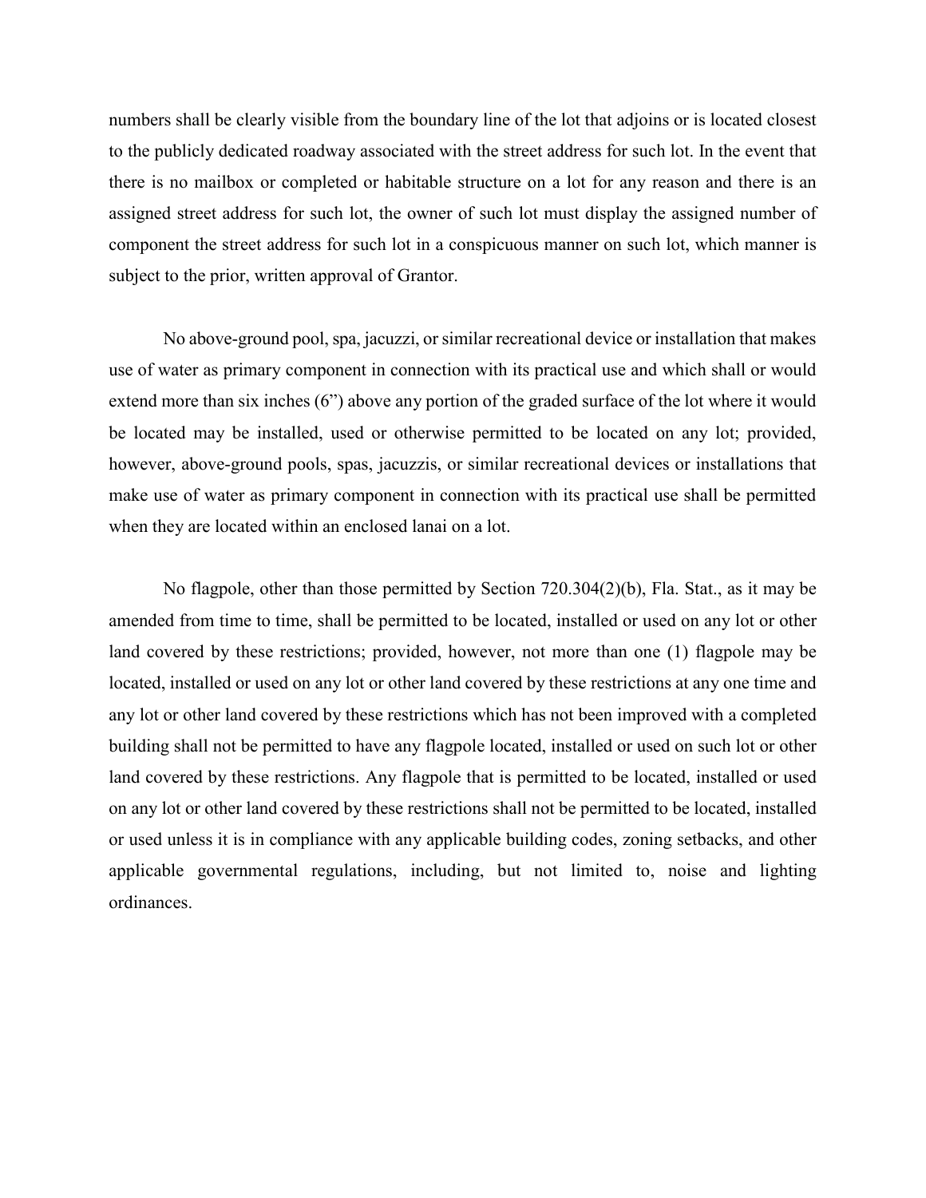numbers shall be clearly visible from the boundary line of the lot that adjoins or is located closest to the publicly dedicated roadway associated with the street address for such lot. In the event that there is no mailbox or completed or habitable structure on a lot for any reason and there is an assigned street address for such lot, the owner of such lot must display the assigned number of component the street address for such lot in a conspicuous manner on such lot, which manner is subject to the prior, written approval of Grantor.

No above-ground pool, spa, jacuzzi, or similar recreational device or installation that makes use of water as primary component in connection with its practical use and which shall or would extend more than six inches (6") above any portion of the graded surface of the lot where it would be located may be installed, used or otherwise permitted to be located on any lot; provided, however, above-ground pools, spas, jacuzzis, or similar recreational devices or installations that make use of water as primary component in connection with its practical use shall be permitted when they are located within an enclosed lanai on a lot.

No flagpole, other than those permitted by Section 720.304(2)(b), Fla. Stat., as it may be amended from time to time, shall be permitted to be located, installed or used on any lot or other land covered by these restrictions; provided, however, not more than one (1) flagpole may be located, installed or used on any lot or other land covered by these restrictions at any one time and any lot or other land covered by these restrictions which has not been improved with a completed building shall not be permitted to have any flagpole located, installed or used on such lot or other land covered by these restrictions. Any flagpole that is permitted to be located, installed or used on any lot or other land covered by these restrictions shall not be permitted to be located, installed or used unless it is in compliance with any applicable building codes, zoning setbacks, and other applicable governmental regulations, including, but not limited to, noise and lighting ordinances.